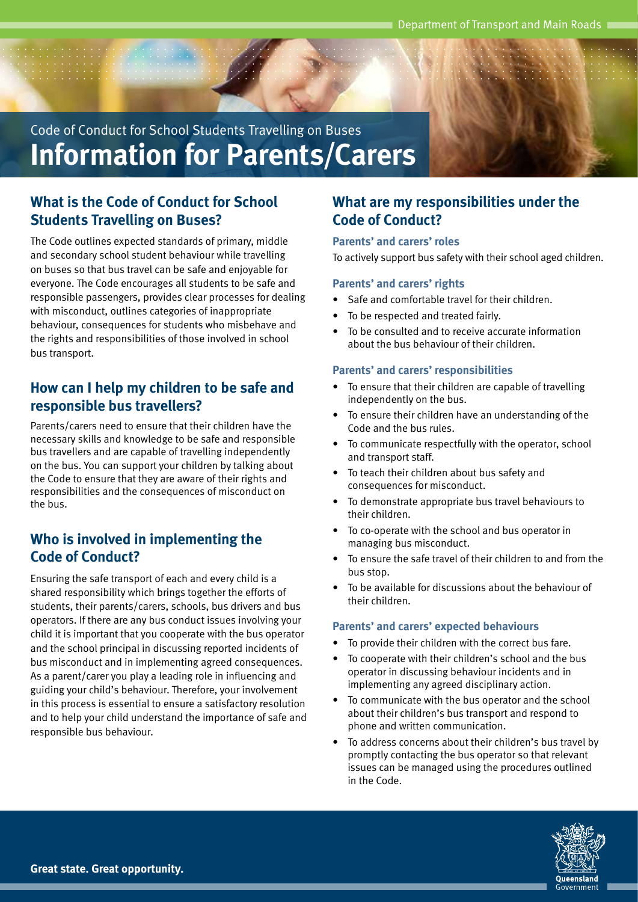Code of Conduct for School Students Travelling on Buses

# Information for Parents/Carers

## What is the Code of Conduct for School Students Travelling on Buses?

The Code outlines expected standards of primary, middle and secondary school student behaviour while travelling on buses so that bus travel can be safe and enjoyable for everyone. The Code encourages all students to be safe and responsible passengers, provides clear processes for dealing with misconduct, outlines categories of inappropriate behaviour, consequences for students who misbehave and the rights and responsibilities of those involved in school bus transport.

## How can I help my children to be safe and responsible bus travellers?

Parents/carers need to ensure that their children have the necessary skills and knowledge to be safe and responsible bus travellers and are capable of travelling independently on the bus. You can support your children by talking about the Code to ensure that they are aware of their rights and responsibilities and the consequences of misconduct on the bus.

## Who is involved in implementing the Code of Conduct?

Ensuring the safe transport of each and every child is a shared responsibility which brings together the efforts of students, their parents/carers, schools, bus drivers and bus operators. If there are any bus conduct issues involving your child it is important that you cooperate with the bus operator and the school principal in discussing reported incidents of bus misconduct and in implementing agreed consequences. As a parent/carer you play a leading role in influencing and guiding your child's behaviour. Therefore, your involvement in this process is essential to ensure a satisfactory resolution and to help your child understand the importance of safe and responsible bus behaviour.

## What are my responsibilities under the Code of Conduct?

### Parents' and carers' roles

To actively support bus safety with their school aged children.

### Parents' and carers' rights

- Safe and comfortable travel for their children.
- To be respected and treated fairly.
- To be consulted and to receive accurate information about the bus behaviour of their children.

### Parents' and carers' responsibilities

- To ensure that their children are capable of travelling independently on the bus.
- To ensure their children have an understanding of the Code and the bus rules.
- To communicate respectfully with the operator, school and transport staff.
- To teach their children about bus safety and consequences for misconduct.
- To demonstrate appropriate bus travel behaviours to their children.
- To co-operate with the school and bus operator in managing bus misconduct.
- To ensure the safe travel of their children to and from the bus stop.
- To be available for discussions about the behaviour of their children.

### Parents' and carers' expected behaviours

- To provide their children with the correct bus fare.
- To cooperate with their children's school and the bus operator in discussing behaviour incidents and in implementing any agreed disciplinary action.
- To communicate with the bus operator and the school about their children's bus transport and respond to phone and written communication.
- To address concerns about their children's bus travel by promptly contacting the bus operator so that relevant issues can be managed using the procedures outlined in the Code.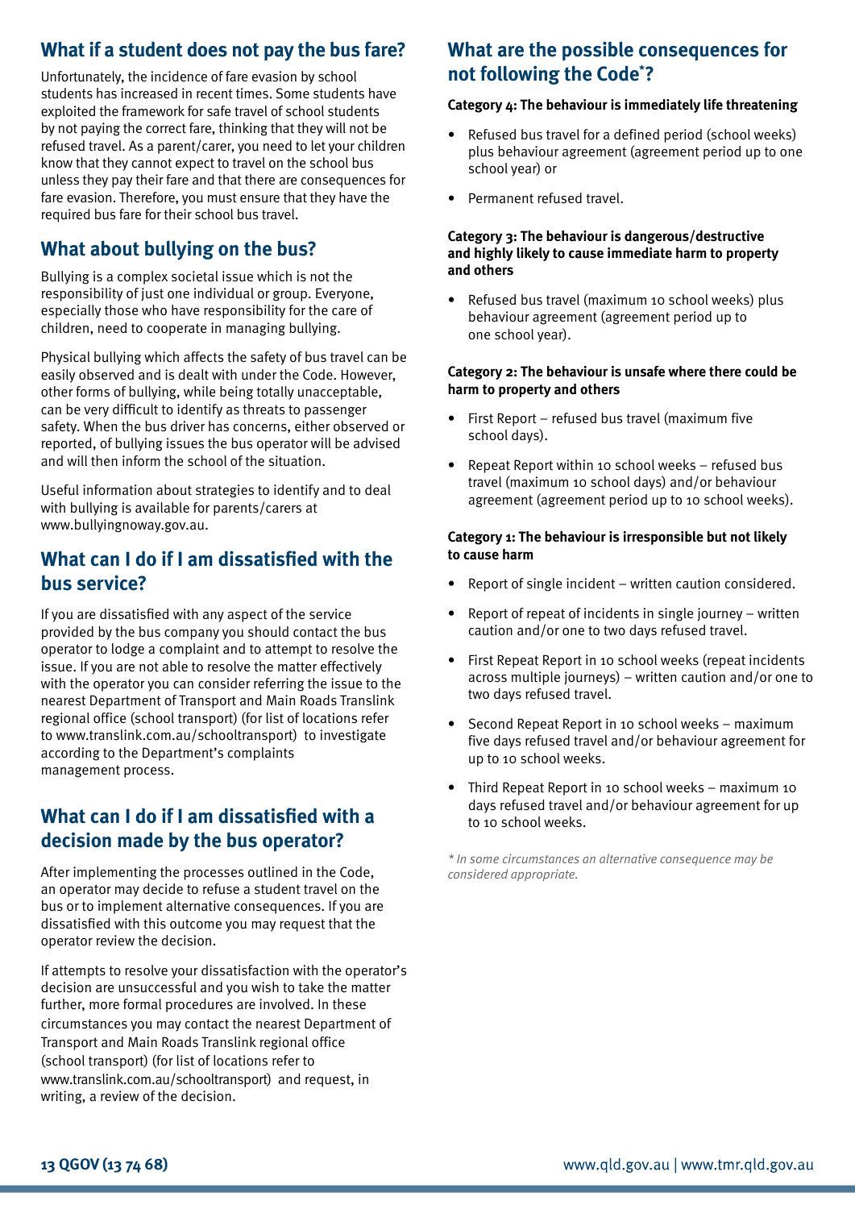## What if a student does not pay the bus fare?

Unfortunately, the incidence of fare evasion by school students has increased in recent times. Some students have exploited the framework for safe travel of school students by not paying the correct fare, thinking that they will not be refused travel. As a parent/carer, you need to let your children know that they cannot expect to travel on the school bus unless they pay their fare and that there are consequences for fare evasion. Therefore, you must ensure that they have the required bus fare for their school bus travel.

## What about bullying on the bus?

Bullying is a complex societal issue which is not the responsibility of just one individual or group. Everyone, especially those who have responsibility for the care of children, need to cooperate in managing bullying.

Physical bullying which affects the safety of bus travel can be easily observed and is dealt with under the Code. However, other forms of bullying, while being totally unacceptable, can be very difficult to identify as threats to passenger safety. When the bus driver has concerns, either observed or reported, of bullying issues the bus operator will be advised and will then inform the school of the situation.

Useful information about strategies to identify and to deal with bullying is available for parents/carers at www.bullyingnoway.gov.au.

## What can I do if I am dissatisfied with the bus service?

If you are dissatisfied with any aspect of the service provided by the bus company you should contact the bus operator to lodge a complaint and to attempt to resolve the issue. If you are not able to resolve the matter effectively with the operator you can consider referring the issue to the nearest Department of Transport and Main Roads Translink regional office (school transport) (for list of locations refer to www.translink.com.au/schooltransport) to investigate according to the Department's complaints management process.

## What can I do if I am dissatisfied with a decision made by the bus operator?

After implementing the processes outlined in the Code, an operator may decide to refuse a student travel on the bus or to implement alternative consequences. If you are dissatisfied with this outcome you may request that the operator review the decision.

If attempts to resolve your dissatisfaction with the operator's decision are unsuccessful and you wish to take the matter further, more formal procedures are involved. In these circumstances you may contact the nearest Department of Transport and Main Roads Translink regional office (school transport) (for list of locations refer to www.translink.com.au/schooltransport) and request, in writing, a review of the decision.

## What are the possible consequences for not following the Code*?

**Category 4: The behaviour is immediately life threatening**

- Refused bus travel for a defined period (school weeks) plus behaviour agreement (agreement period up to one school year) or
- Permanent refused travel.

**Category 3: The behaviour is dangerous/destructive and highly likely to cause immediate harm to property and others**

- Refused bus travel (maximum 10 school weeks) plus behaviour agreement (agreement period up to one school year).

**Category 2: The behaviour is unsafe where there could be harm to property and others**

- First Report – refused bus travel (maximum five school days).
- Repeat Report within 10 school weeks – refused bus travel (maximum 10 school days) and/or behaviour agreement (agreement period up to 10 school weeks).

**Category 1: The behaviour is irresponsible but not likely to cause harm**

- Report of single incident – written caution considered.
- Report of repeat of incidents in single journey – written caution and/or one to two days refused travel.
- First Repeat Report in 10 school weeks (repeat incidents across multiple journeys) – written caution and/or one to two days refused travel.
- Second Repeat Report in 10 school weeks – maximum five days refused travel and/or behaviour agreement for up to 10 school weeks.
- Third Repeat Report in 10 school weeks – maximum 10 days refused travel and/or behaviour agreement for up to 10 school weeks.

*\* In some circumstances an alternative consequence may be considered appropriate.*

**13 QGOV (13 74 68)** www.qld.gov.au | www.tmr.qld.gov.au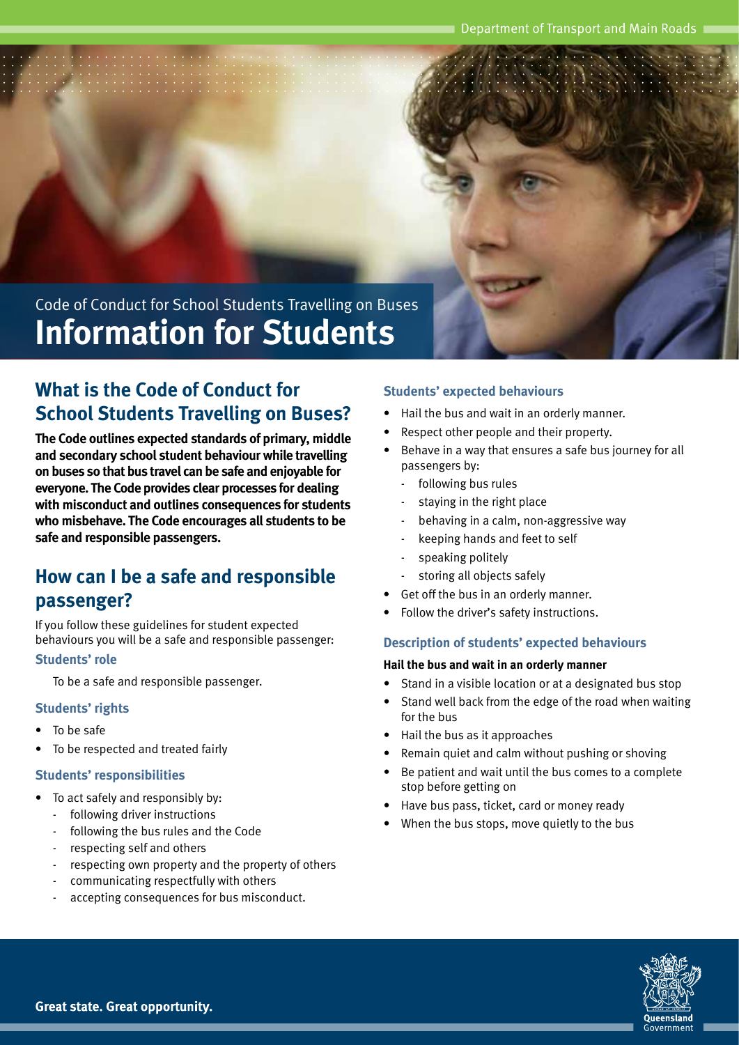Code of Conduct for School Students Travelling on Buses

# Information for Students

## What is the Code of Conduct for School Students Travelling on Buses?

**The Code outlines expected standards of primary, middle and secondary school student behaviour while travelling on buses so that bus travel can be safe and enjoyable for everyone. The Code provides clear processes for dealing with misconduct and outlines consequences for students who misbehave. The Code encourages all students to be safe and responsible passengers.**

## How can I be a safe and responsible passenger?

If you follow these guidelines for student expected behaviours you will be a safe and responsible passenger:

### Students' role

To be a safe and responsible passenger.

### Students' rights

- To be safe
- To be respected and treated fairly

### Students' responsibilities

- To act safely and responsibly by:
  - following driver instructions
  - following the bus rules and the Code
  - respecting self and others
  - respecting own property and the property of others
  - communicating respectfully with others
  - accepting consequences for bus misconduct.

### Students' expected behaviours

- Hail the bus and wait in an orderly manner.
- Respect other people and their property.
- Behave in a way that ensures a safe bus journey for all passengers by:
  - following bus rules
  - staying in the right place
  - behaving in a calm, non-aggressive way
  - keeping hands and feet to self
  - speaking politely
  - storing all objects safely
- Get off the bus in an orderly manner.
- Follow the driver's safety instructions.

### Description of students' expected behaviours

**Hail the bus and wait in an orderly manner**

- Stand in a visible location or at a designated bus stop
- Stand well back from the edge of the road when waiting for the bus
- Hail the bus as it approaches
- Remain quiet and calm without pushing or shoving
- Be patient and wait until the bus comes to a complete stop before getting on
- Have bus pass, ticket, card or money ready
- When the bus stops, move quietly to the bus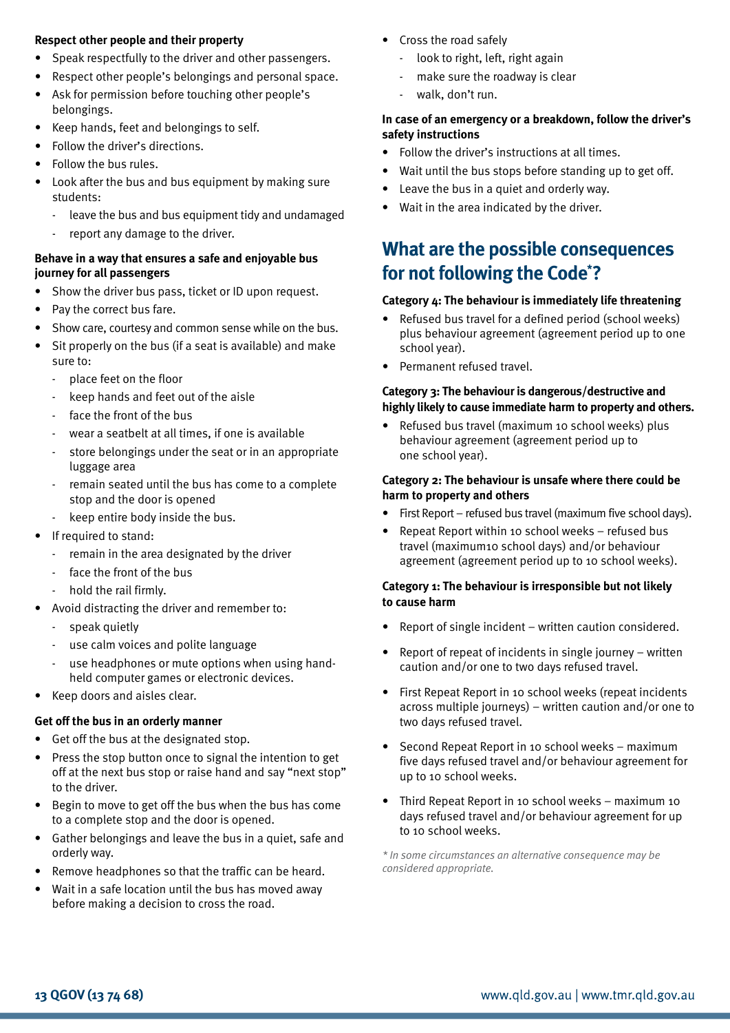**Respect other people and their property**

- Speak respectfully to the driver and other passengers.
- Respect other people's belongings and personal space.
- Ask for permission before touching other people's belongings.
- Keep hands, feet and belongings to self.
- Follow the driver's directions.
- Follow the bus rules.
- Look after the bus and bus equipment by making sure students:
  - leave the bus and bus equipment tidy and undamaged
  - report any damage to the driver.

**Behave in a way that ensures a safe and enjoyable bus journey for all passengers**

- Show the driver bus pass, ticket or ID upon request.
- Pay the correct bus fare.
- Show care, courtesy and common sense while on the bus.
- Sit properly on the bus (if a seat is available) and make sure to:
  - place feet on the floor
  - keep hands and feet out of the aisle
  - face the front of the bus
  - wear a seatbelt at all times, if one is available
  - store belongings under the seat or in an appropriate luggage area
  - remain seated until the bus has come to a complete stop and the door is opened
  - keep entire body inside the bus.
- If required to stand:
  - remain in the area designated by the driver
  - face the front of the bus
  - hold the rail firmly.
- Avoid distracting the driver and remember to:
  - speak quietly
  - use calm voices and polite language
  - use headphones or mute options when using hand-held computer games or electronic devices.
- Keep doors and aisles clear.

**Get off the bus in an orderly manner**

- Get off the bus at the designated stop.
- Press the stop button once to signal the intention to get off at the next bus stop or raise hand and say "next stop" to the driver.
- Begin to move to get off the bus when the bus has come to a complete stop and the door is opened.
- Gather belongings and leave the bus in a quiet, safe and orderly way.
- Remove headphones so that the traffic can be heard.
- Wait in a safe location until the bus has moved away before making a decision to cross the road.
- Cross the road safely
  - look to right, left, right again
  - make sure the roadway is clear
  - walk, don't run.

**In case of an emergency or a breakdown, follow the driver's safety instructions**

- Follow the driver's instructions at all times.
- Wait until the bus stops before standing up to get off.
- Leave the bus in a quiet and orderly way.
- Wait in the area indicated by the driver.

## What are the possible consequences for not following the Code*?

**Category 4: The behaviour is immediately life threatening**

- Refused bus travel for a defined period (school weeks) plus behaviour agreement (agreement period up to one school year).
- Permanent refused travel.

**Category 3: The behaviour is dangerous/destructive and highly likely to cause immediate harm to property and others.**

- Refused bus travel (maximum 10 school weeks) plus behaviour agreement (agreement period up to one school year).

**Category 2: The behaviour is unsafe where there could be harm to property and others**

- First Report – refused bus travel (maximum five school days).
- Repeat Report within 10 school weeks – refused bus travel (maximum10 school days) and/or behaviour agreement (agreement period up to 10 school weeks).

**Category 1: The behaviour is irresponsible but not likely to cause harm**

- Report of single incident – written caution considered.
- Report of repeat of incidents in single journey – written caution and/or one to two days refused travel.
- First Repeat Report in 10 school weeks (repeat incidents across multiple journeys) – written caution and/or one to two days refused travel.
- Second Repeat Report in 10 school weeks – maximum five days refused travel and/or behaviour agreement for up to 10 school weeks.
- Third Repeat Report in 10 school weeks – maximum 10 days refused travel and/or behaviour agreement for up to 10 school weeks.

*\* In some circumstances an alternative consequence may be considered appropriate.*

**13 QGOV (13 74 68)**

www.qld.gov.au | www.tmr.qld.gov.au